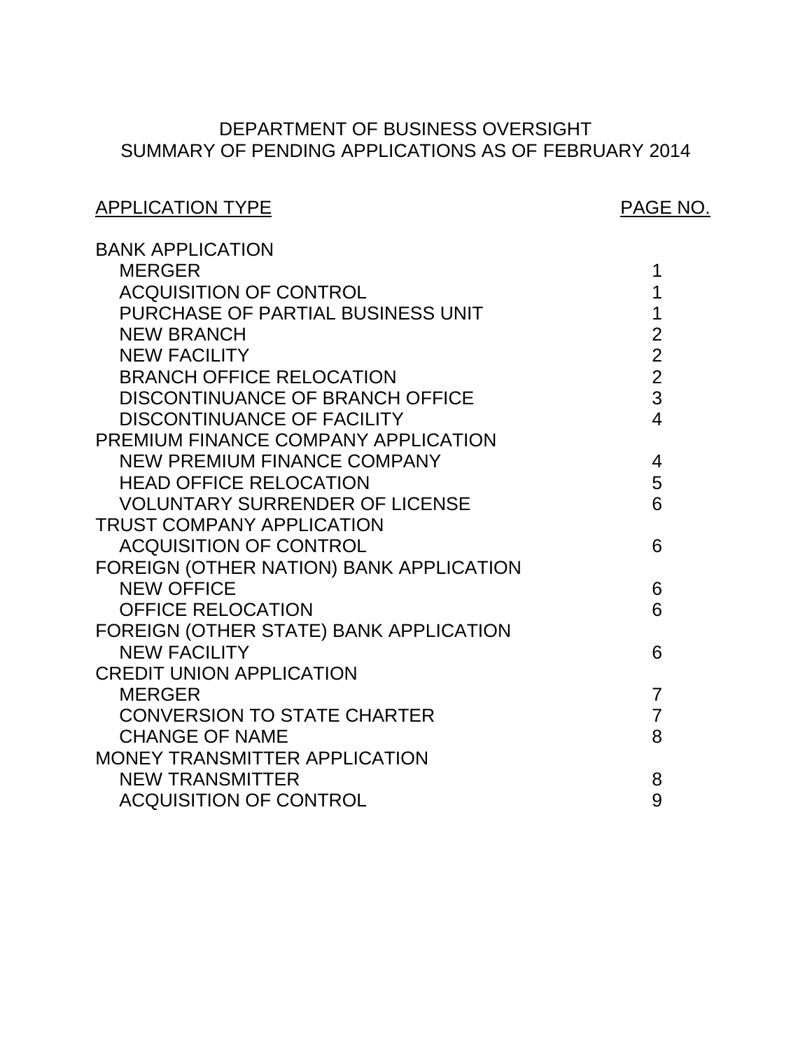# DEPARTMENT OF BUSINESS OVERSIGHT
## SUMMARY OF PENDING APPLICATIONS AS OF FEBRUARY 2014

| APPLICATION TYPE | PAGE NO. |
|---|---|
| BANK APPLICATION | |
| MERGER | 1 |
| ACQUISITION OF CONTROL | 1 |
| PURCHASE OF PARTIAL BUSINESS UNIT | 1 |
| NEW BRANCH | 2 |
| NEW FACILITY | 2 |
| BRANCH OFFICE RELOCATION | 2 |
| DISCONTINUANCE OF BRANCH OFFICE | 3 |
| DISCONTINUANCE OF FACILITY | 4 |
| PREMIUM FINANCE COMPANY APPLICATION | |
| NEW PREMIUM FINANCE COMPANY | 4 |
| HEAD OFFICE RELOCATION | 5 |
| VOLUNTARY SURRENDER OF LICENSE | 6 |
| TRUST COMPANY APPLICATION | |
| ACQUISITION OF CONTROL | 6 |
| FOREIGN (OTHER NATION) BANK APPLICATION | |
| NEW OFFICE | 6 |
| OFFICE RELOCATION | 6 |
| FOREIGN (OTHER STATE) BANK APPLICATION | |
| NEW FACILITY | 6 |
| CREDIT UNION APPLICATION | |
| MERGER | 7 |
| CONVERSION TO STATE CHARTER | 7 |
| CHANGE OF NAME | 8 |
| MONEY TRANSMITTER APPLICATION | |
| NEW TRANSMITTER | 8 |
| ACQUISITION OF CONTROL | 9 |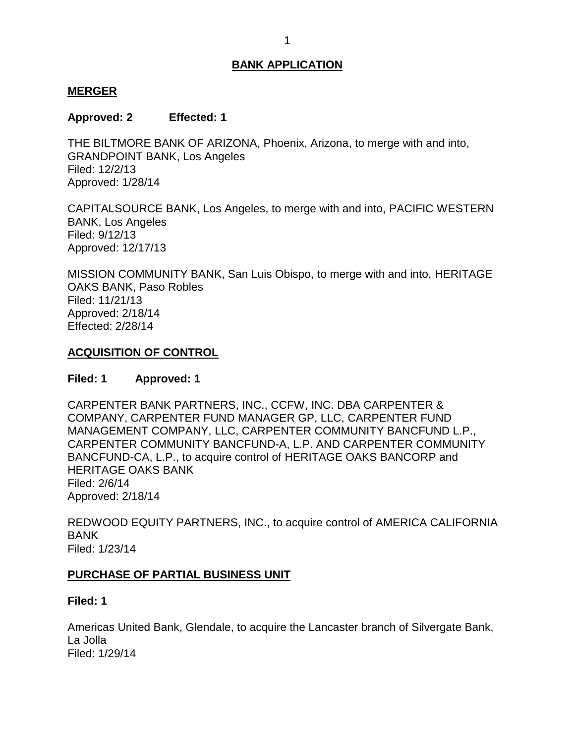# BANK APPLICATION

## MERGER

**Approved: 2 Effected: 1**

THE BILTMORE BANK OF ARIZONA, Phoenix, Arizona, to merge with and into, GRANDPOINT BANK, Los Angeles
Filed: 12/2/13
Approved: 1/28/14

CAPITALSOURCE BANK, Los Angeles, to merge with and into, PACIFIC WESTERN BANK, Los Angeles
Filed: 9/12/13
Approved: 12/17/13

MISSION COMMUNITY BANK, San Luis Obispo, to merge with and into, HERITAGE OAKS BANK, Paso Robles
Filed: 11/21/13
Approved: 2/18/14
Effected: 2/28/14

## ACQUISITION OF CONTROL

**Filed: 1 Approved: 1**

CARPENTER BANK PARTNERS, INC., CCFW, INC. DBA CARPENTER & COMPANY, CARPENTER FUND MANAGER GP, LLC, CARPENTER FUND MANAGEMENT COMPANY, LLC, CARPENTER COMMUNITY BANCFUND L.P., CARPENTER COMMUNITY BANCFUND-A, L.P. AND CARPENTER COMMUNITY BANCFUND-CA, L.P., to acquire control of HERITAGE OAKS BANCORP and HERITAGE OAKS BANK
Filed: 2/6/14
Approved: 2/18/14

REDWOOD EQUITY PARTNERS, INC., to acquire control of AMERICA CALIFORNIA BANK
Filed: 1/23/14

## PURCHASE OF PARTIAL BUSINESS UNIT

**Filed: 1**

Americas United Bank, Glendale, to acquire the Lancaster branch of Silvergate Bank, La Jolla
Filed: 1/29/14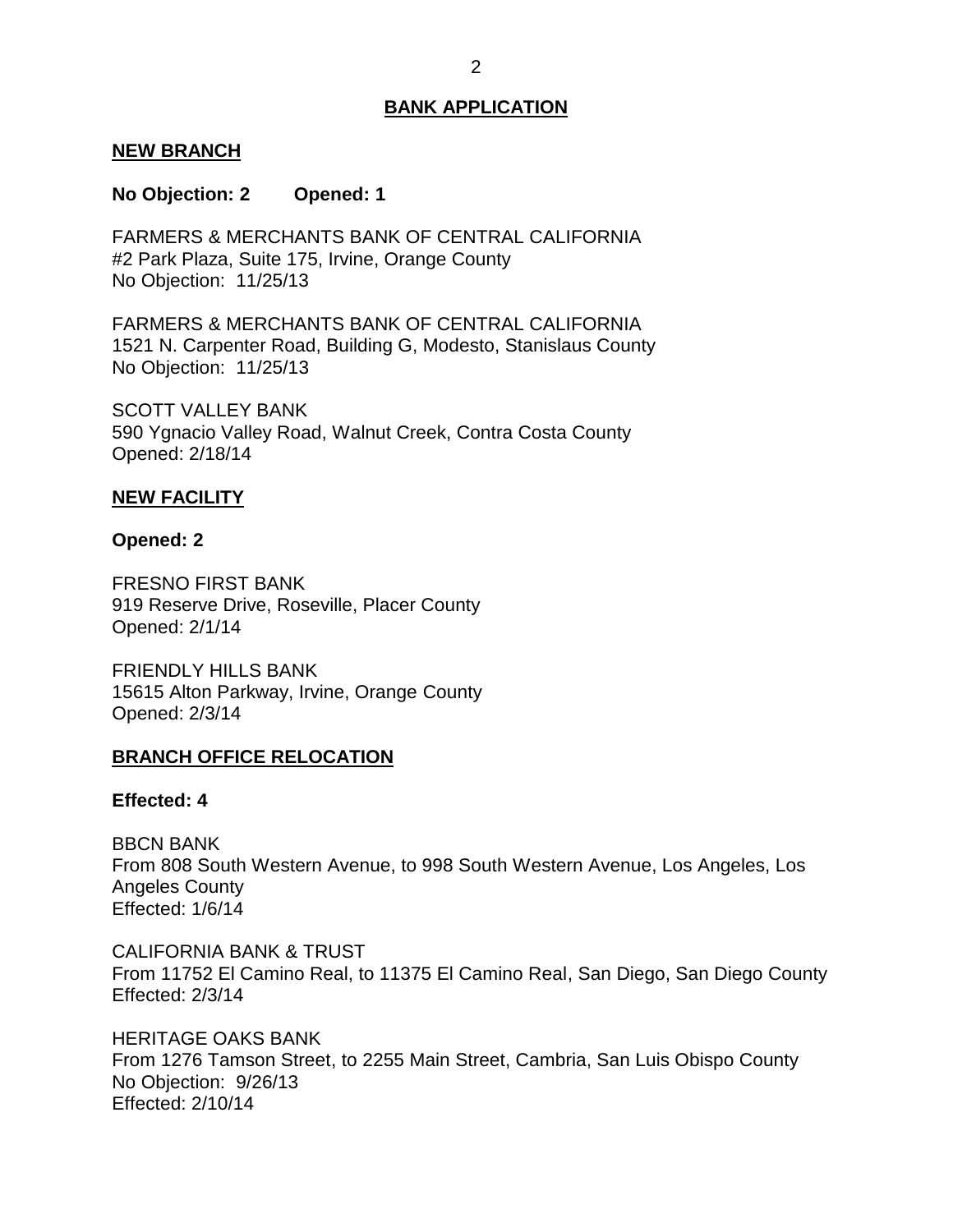## BANK APPLICATION

### NEW BRANCH

**No Objection: 2 Opened: 1**

FARMERS & MERCHANTS BANK OF CENTRAL CALIFORNIA
#2 Park Plaza, Suite 175, Irvine, Orange County
No Objection: 11/25/13

FARMERS & MERCHANTS BANK OF CENTRAL CALIFORNIA
1521 N. Carpenter Road, Building G, Modesto, Stanislaus County
No Objection: 11/25/13

SCOTT VALLEY BANK
590 Ygnacio Valley Road, Walnut Creek, Contra Costa County
Opened: 2/18/14

### NEW FACILITY

**Opened: 2**

FRESNO FIRST BANK
919 Reserve Drive, Roseville, Placer County
Opened: 2/1/14

FRIENDLY HILLS BANK
15615 Alton Parkway, Irvine, Orange County
Opened: 2/3/14

### BRANCH OFFICE RELOCATION

**Effected: 4**

BBCN BANK
From 808 South Western Avenue, to 998 South Western Avenue, Los Angeles, Los Angeles County
Effected: 1/6/14

CALIFORNIA BANK & TRUST
From 11752 El Camino Real, to 11375 El Camino Real, San Diego, San Diego County
Effected: 2/3/14

HERITAGE OAKS BANK
From 1276 Tamson Street, to 2255 Main Street, Cambria, San Luis Obispo County
No Objection: 9/26/13
Effected: 2/10/14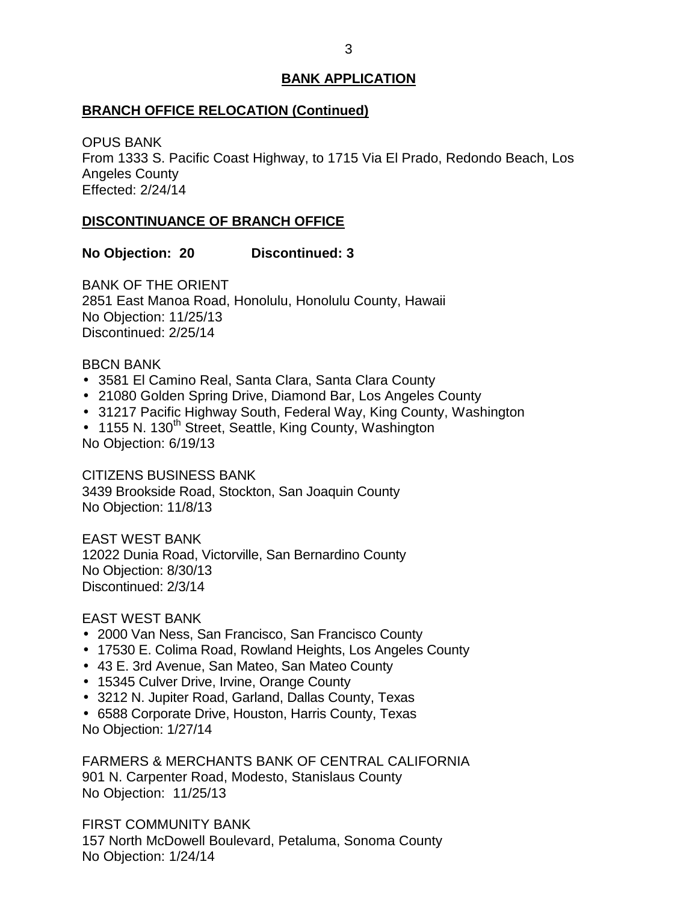## BANK APPLICATION

### BRANCH OFFICE RELOCATION (Continued)

OPUS BANK
From 1333 S. Pacific Coast Highway, to 1715 Via El Prado, Redondo Beach, Los Angeles County
Effected: 2/24/14

### DISCONTINUANCE OF BRANCH OFFICE

**No Objection: 20 Discontinued: 3**

BANK OF THE ORIENT
2851 East Manoa Road, Honolulu, Honolulu County, Hawaii
No Objection: 11/25/13
Discontinued: 2/25/14

BBCN BANK
- 3581 El Camino Real, Santa Clara, Santa Clara County
- 21080 Golden Spring Drive, Diamond Bar, Los Angeles County
- 31217 Pacific Highway South, Federal Way, King County, Washington
- 1155 N. 130th Street, Seattle, King County, Washington

No Objection: 6/19/13

CITIZENS BUSINESS BANK
3439 Brookside Road, Stockton, San Joaquin County
No Objection: 11/8/13

EAST WEST BANK
12022 Dunia Road, Victorville, San Bernardino County
No Objection: 8/30/13
Discontinued: 2/3/14

EAST WEST BANK
- 2000 Van Ness, San Francisco, San Francisco County
- 17530 E. Colima Road, Rowland Heights, Los Angeles County
- 43 E. 3rd Avenue, San Mateo, San Mateo County
- 15345 Culver Drive, Irvine, Orange County
- 3212 N. Jupiter Road, Garland, Dallas County, Texas
- 6588 Corporate Drive, Houston, Harris County, Texas

No Objection: 1/27/14

FARMERS & MERCHANTS BANK OF CENTRAL CALIFORNIA
901 N. Carpenter Road, Modesto, Stanislaus County
No Objection: 11/25/13

FIRST COMMUNITY BANK
157 North McDowell Boulevard, Petaluma, Sonoma County
No Objection: 1/24/14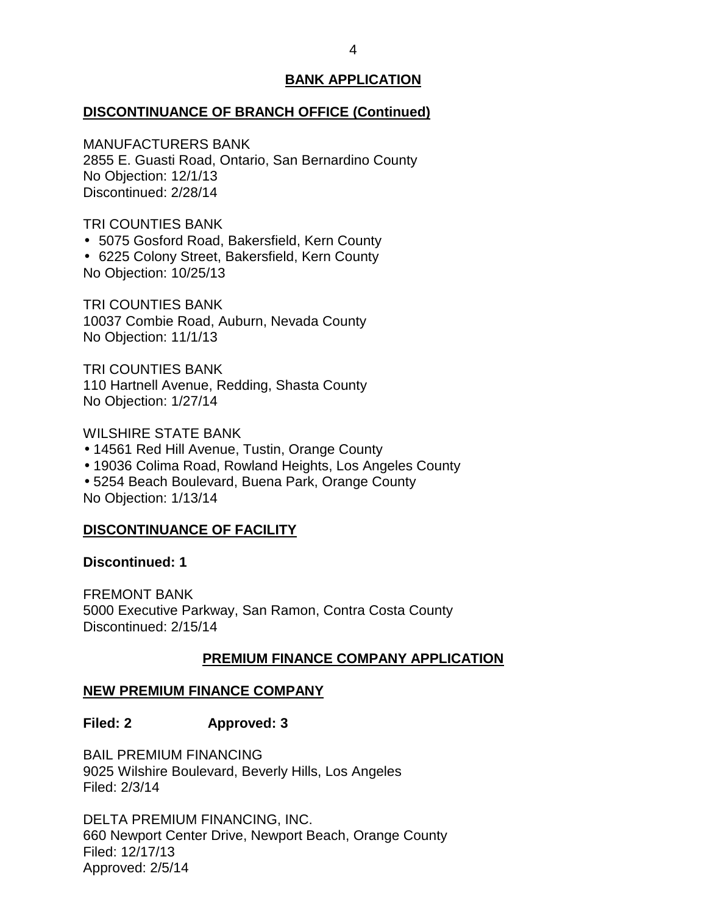## BANK APPLICATION

### DISCONTINUANCE OF BRANCH OFFICE (Continued)

MANUFACTURERS BANK
2855 E. Guasti Road, Ontario, San Bernardino County
No Objection: 12/1/13
Discontinued: 2/28/14

TRI COUNTIES BANK
- 5075 Gosford Road, Bakersfield, Kern County
- 6225 Colony Street, Bakersfield, Kern County

No Objection: 10/25/13

TRI COUNTIES BANK
10037 Combie Road, Auburn, Nevada County
No Objection: 11/1/13

TRI COUNTIES BANK
110 Hartnell Avenue, Redding, Shasta County
No Objection: 1/27/14

WILSHIRE STATE BANK
- 14561 Red Hill Avenue, Tustin, Orange County
- 19036 Colima Road, Rowland Heights, Los Angeles County
- 5254 Beach Boulevard, Buena Park, Orange County

No Objection: 1/13/14

### DISCONTINUANCE OF FACILITY

**Discontinued: 1**

FREMONT BANK
5000 Executive Parkway, San Ramon, Contra Costa County
Discontinued: 2/15/14

## PREMIUM FINANCE COMPANY APPLICATION

### NEW PREMIUM FINANCE COMPANY

**Filed: 2** **Approved: 3**

BAIL PREMIUM FINANCING
9025 Wilshire Boulevard, Beverly Hills, Los Angeles
Filed: 2/3/14

DELTA PREMIUM FINANCING, INC.
660 Newport Center Drive, Newport Beach, Orange County
Filed: 12/17/13
Approved: 2/5/14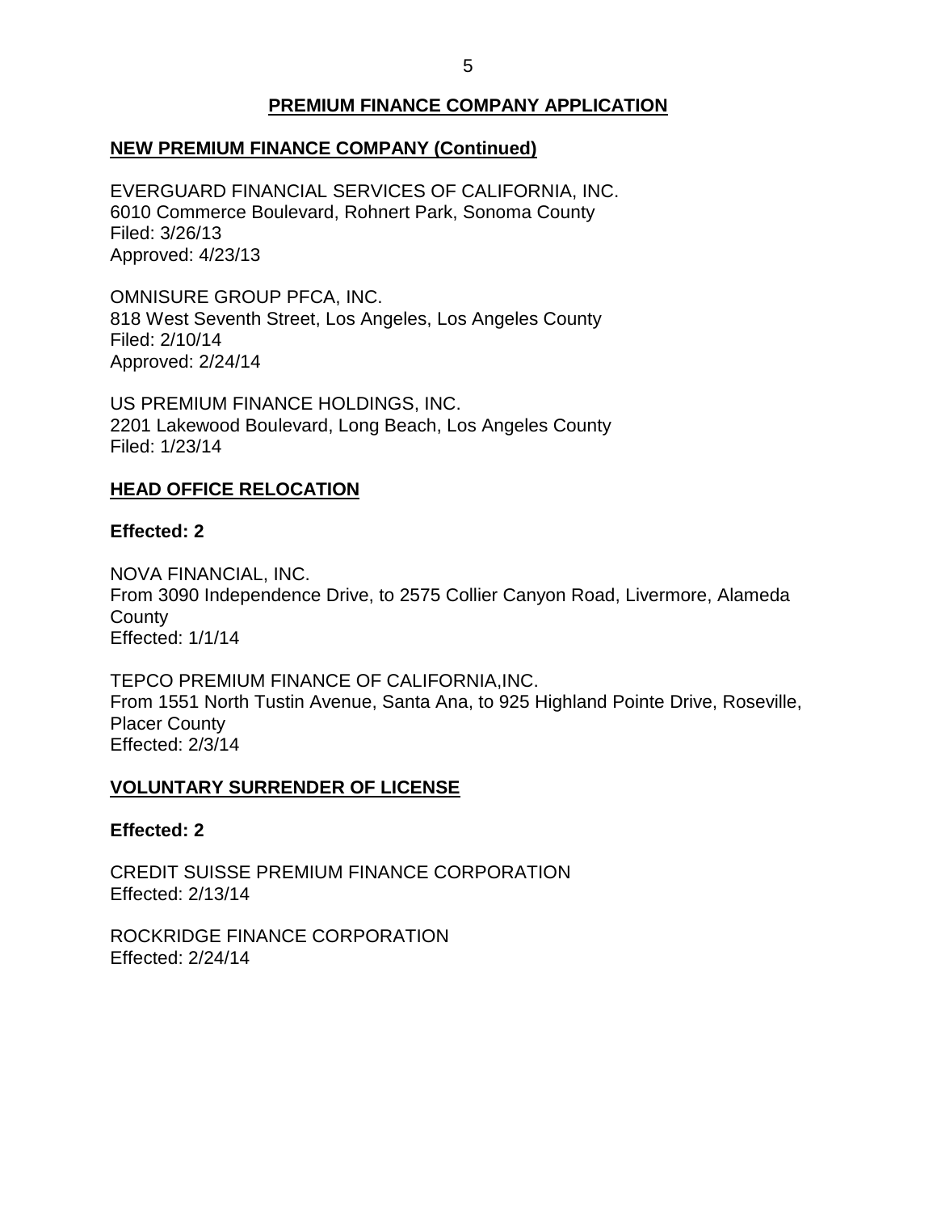## PREMIUM FINANCE COMPANY APPLICATION

### NEW PREMIUM FINANCE COMPANY (Continued)

EVERGUARD FINANCIAL SERVICES OF CALIFORNIA, INC.
6010 Commerce Boulevard, Rohnert Park, Sonoma County
Filed: 3/26/13
Approved: 4/23/13

OMNISURE GROUP PFCA, INC.
818 West Seventh Street, Los Angeles, Los Angeles County
Filed: 2/10/14
Approved: 2/24/14

US PREMIUM FINANCE HOLDINGS, INC.
2201 Lakewood Boulevard, Long Beach, Los Angeles County
Filed: 1/23/14

### HEAD OFFICE RELOCATION

**Effected: 2**

NOVA FINANCIAL, INC.
From 3090 Independence Drive, to 2575 Collier Canyon Road, Livermore, Alameda County
Effected: 1/1/14

TEPCO PREMIUM FINANCE OF CALIFORNIA,INC.
From 1551 North Tustin Avenue, Santa Ana, to 925 Highland Pointe Drive, Roseville, Placer County
Effected: 2/3/14

### VOLUNTARY SURRENDER OF LICENSE

**Effected: 2**

CREDIT SUISSE PREMIUM FINANCE CORPORATION
Effected: 2/13/14

ROCKRIDGE FINANCE CORPORATION
Effected: 2/24/14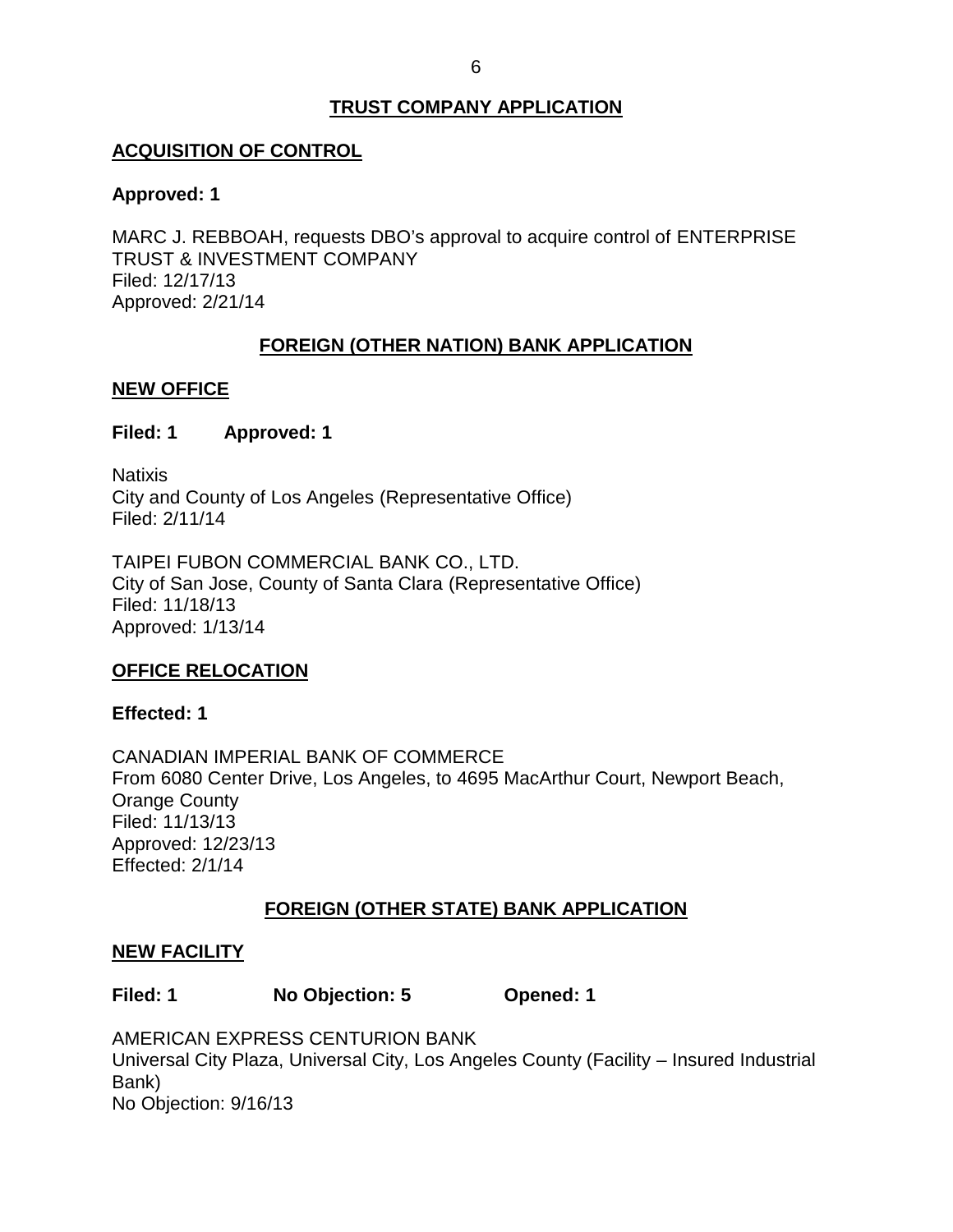## TRUST COMPANY APPLICATION

### ACQUISITION OF CONTROL

**Approved: 1**

MARC J. REBBOAH, requests DBO's approval to acquire control of ENTERPRISE TRUST & INVESTMENT COMPANY
Filed: 12/17/13
Approved: 2/21/14

## FOREIGN (OTHER NATION) BANK APPLICATION

### NEW OFFICE

**Filed: 1 Approved: 1**

Natixis
City and County of Los Angeles (Representative Office)
Filed: 2/11/14

TAIPEI FUBON COMMERCIAL BANK CO., LTD.
City of San Jose, County of Santa Clara (Representative Office)
Filed: 11/18/13
Approved: 1/13/14

### OFFICE RELOCATION

**Effected: 1**

CANADIAN IMPERIAL BANK OF COMMERCE
From 6080 Center Drive, Los Angeles, to 4695 MacArthur Court, Newport Beach, Orange County
Filed: 11/13/13
Approved: 12/23/13
Effected: 2/1/14

## FOREIGN (OTHER STATE) BANK APPLICATION

### NEW FACILITY

**Filed: 1 No Objection: 5 Opened: 1**

AMERICAN EXPRESS CENTURION BANK
Universal City Plaza, Universal City, Los Angeles County (Facility – Insured Industrial Bank)
No Objection: 9/16/13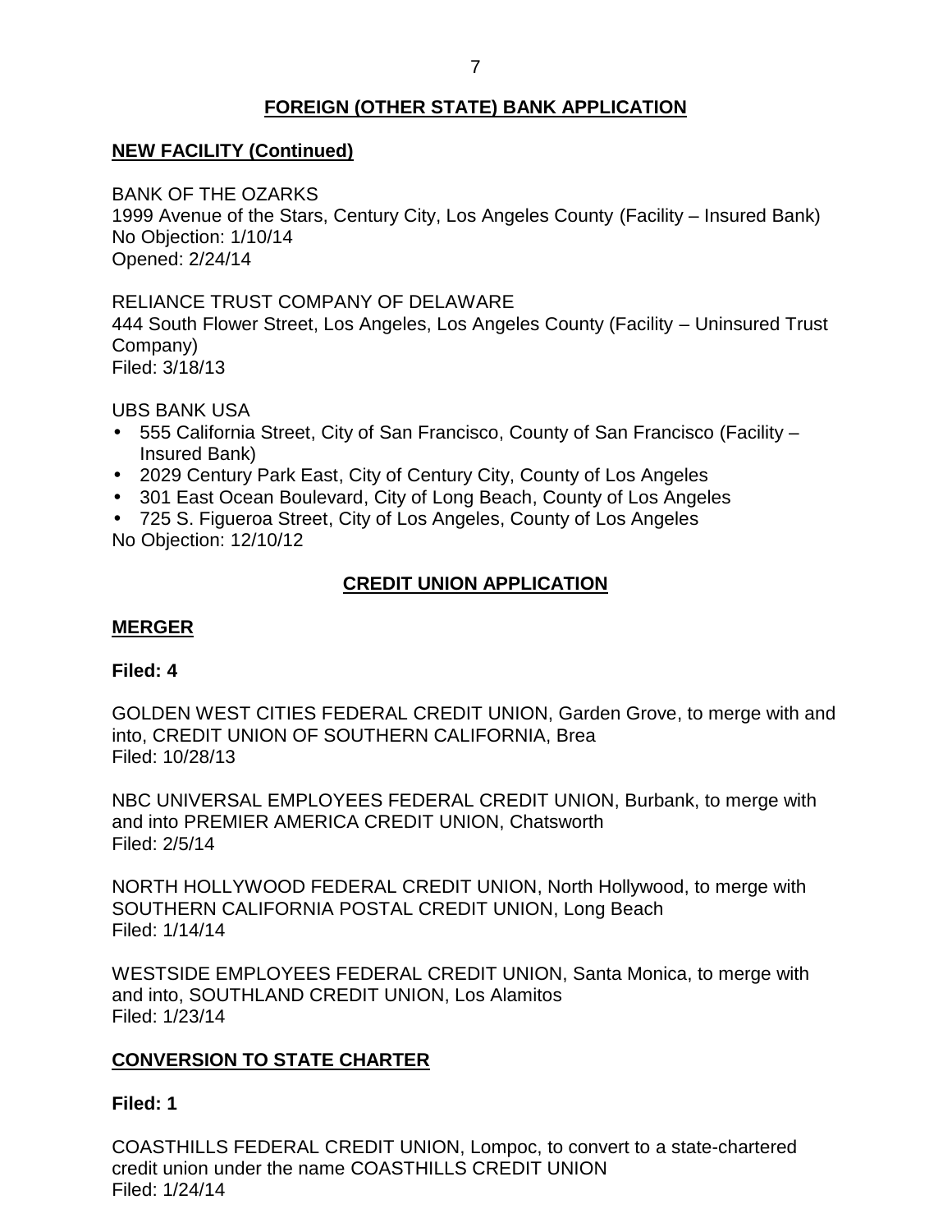## FOREIGN (OTHER STATE) BANK APPLICATION

### NEW FACILITY (Continued)

BANK OF THE OZARKS
1999 Avenue of the Stars, Century City, Los Angeles County (Facility – Insured Bank)
No Objection: 1/10/14
Opened: 2/24/14

RELIANCE TRUST COMPANY OF DELAWARE
444 South Flower Street, Los Angeles, Los Angeles County (Facility – Uninsured Trust Company)
Filed: 3/18/13

UBS BANK USA

- 555 California Street, City of San Francisco, County of San Francisco (Facility – Insured Bank)
- 2029 Century Park East, City of Century City, County of Los Angeles
- 301 East Ocean Boulevard, City of Long Beach, County of Los Angeles
- 725 S. Figueroa Street, City of Los Angeles, County of Los Angeles

No Objection: 12/10/12

## CREDIT UNION APPLICATION

### MERGER

**Filed: 4**

GOLDEN WEST CITIES FEDERAL CREDIT UNION, Garden Grove, to merge with and into, CREDIT UNION OF SOUTHERN CALIFORNIA, Brea
Filed: 10/28/13

NBC UNIVERSAL EMPLOYEES FEDERAL CREDIT UNION, Burbank, to merge with and into PREMIER AMERICA CREDIT UNION, Chatsworth
Filed: 2/5/14

NORTH HOLLYWOOD FEDERAL CREDIT UNION, North Hollywood, to merge with SOUTHERN CALIFORNIA POSTAL CREDIT UNION, Long Beach
Filed: 1/14/14

WESTSIDE EMPLOYEES FEDERAL CREDIT UNION, Santa Monica, to merge with and into, SOUTHLAND CREDIT UNION, Los Alamitos
Filed: 1/23/14

### CONVERSION TO STATE CHARTER

**Filed: 1**

COASTHILLS FEDERAL CREDIT UNION, Lompoc, to convert to a state-chartered credit union under the name COASTHILLS CREDIT UNION
Filed: 1/24/14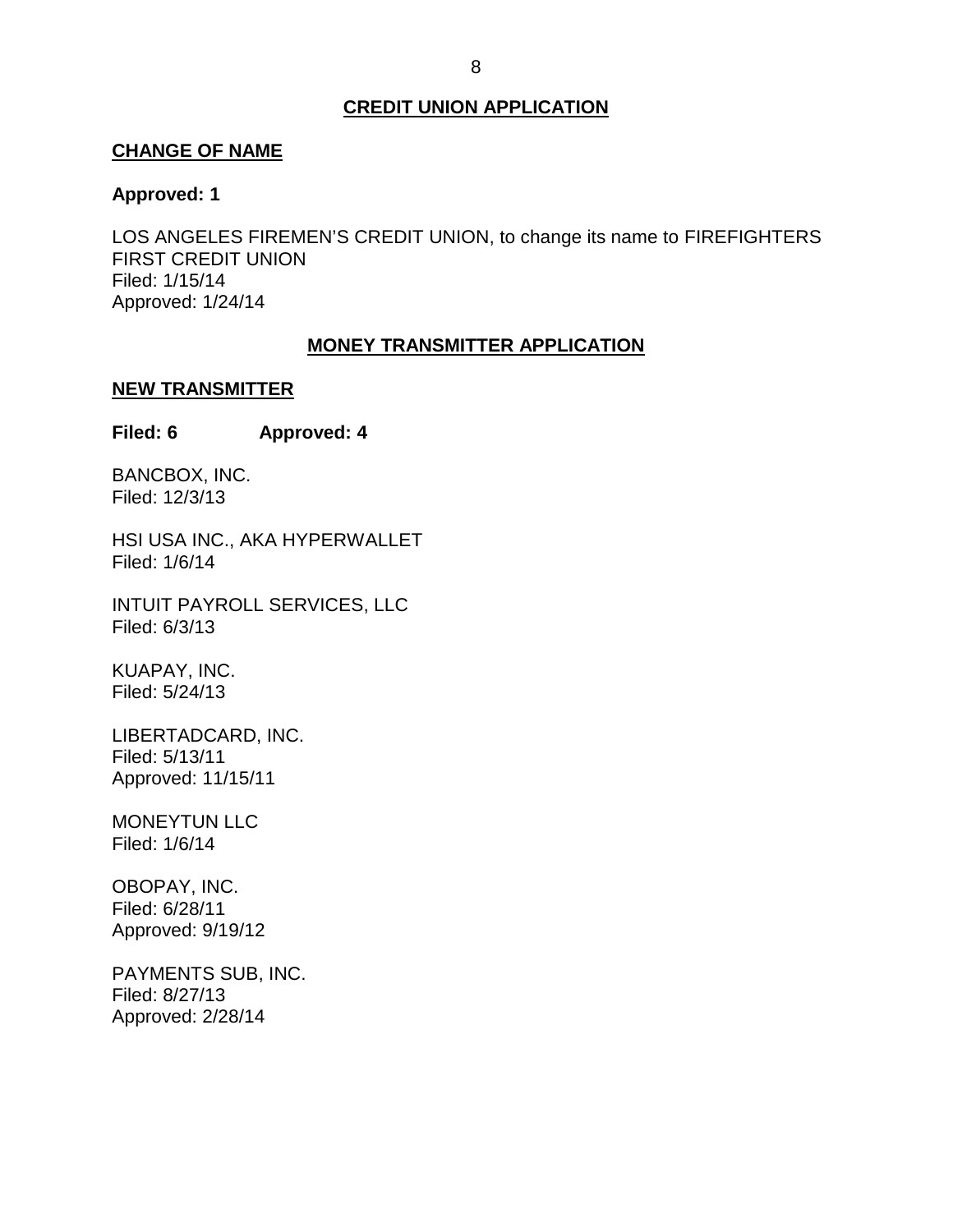## CREDIT UNION APPLICATION

### CHANGE OF NAME

**Approved: 1**

LOS ANGELES FIREMEN'S CREDIT UNION, to change its name to FIREFIGHTERS FIRST CREDIT UNION
Filed: 1/15/14
Approved: 1/24/14

## MONEY TRANSMITTER APPLICATION

### NEW TRANSMITTER

**Filed: 6 Approved: 4**

BANCBOX, INC.
Filed: 12/3/13

HSI USA INC., AKA HYPERWALLET
Filed: 1/6/14

INTUIT PAYROLL SERVICES, LLC
Filed: 6/3/13

KUAPAY, INC.
Filed: 5/24/13

LIBERTADCARD, INC.
Filed: 5/13/11
Approved: 11/15/11

MONEYTUN LLC
Filed: 1/6/14

OBOPAY, INC.
Filed: 6/28/11
Approved: 9/19/12

PAYMENTS SUB, INC.
Filed: 8/27/13
Approved: 2/28/14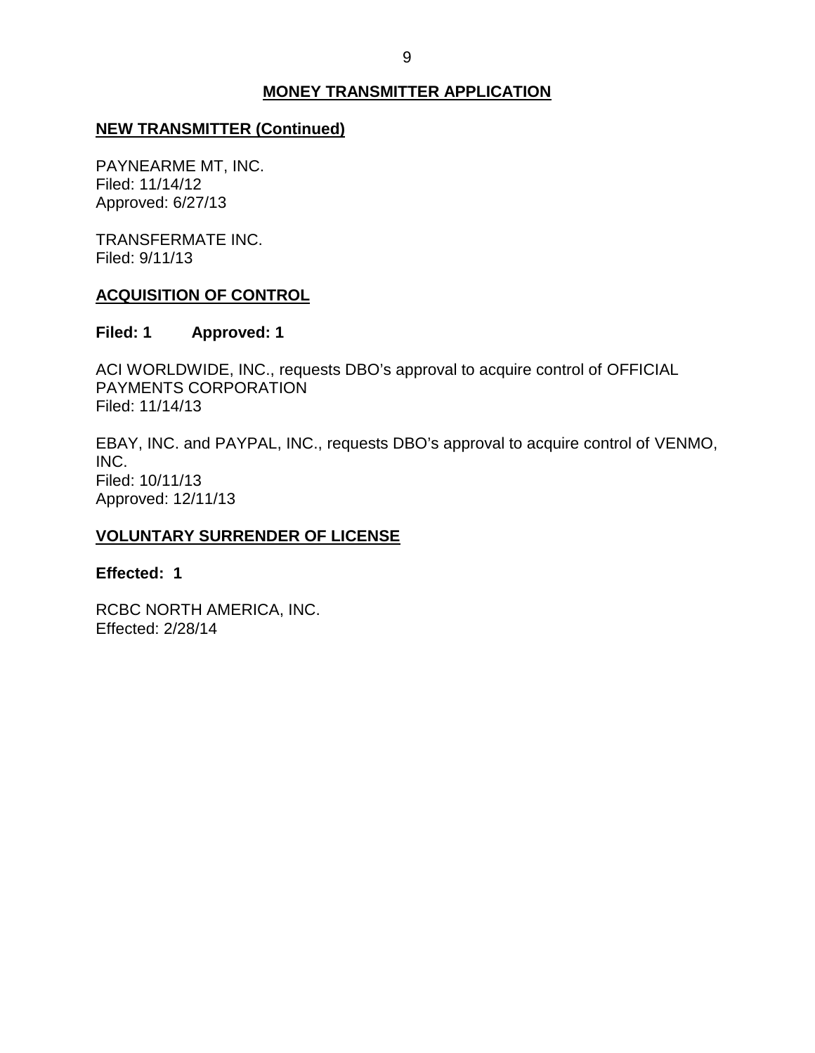## MONEY TRANSMITTER APPLICATION

### NEW TRANSMITTER (Continued)

PAYNEARME MT, INC.
Filed: 11/14/12
Approved: 6/27/13

TRANSFERMATE INC.
Filed: 9/11/13

### ACQUISITION OF CONTROL

**Filed: 1 Approved: 1**

ACI WORLDWIDE, INC., requests DBO's approval to acquire control of OFFICIAL PAYMENTS CORPORATION
Filed: 11/14/13

EBAY, INC. and PAYPAL, INC., requests DBO's approval to acquire control of VENMO, INC.
Filed: 10/11/13
Approved: 12/11/13

### VOLUNTARY SURRENDER OF LICENSE

**Effected: 1**

RCBC NORTH AMERICA, INC.
Effected: 2/28/14